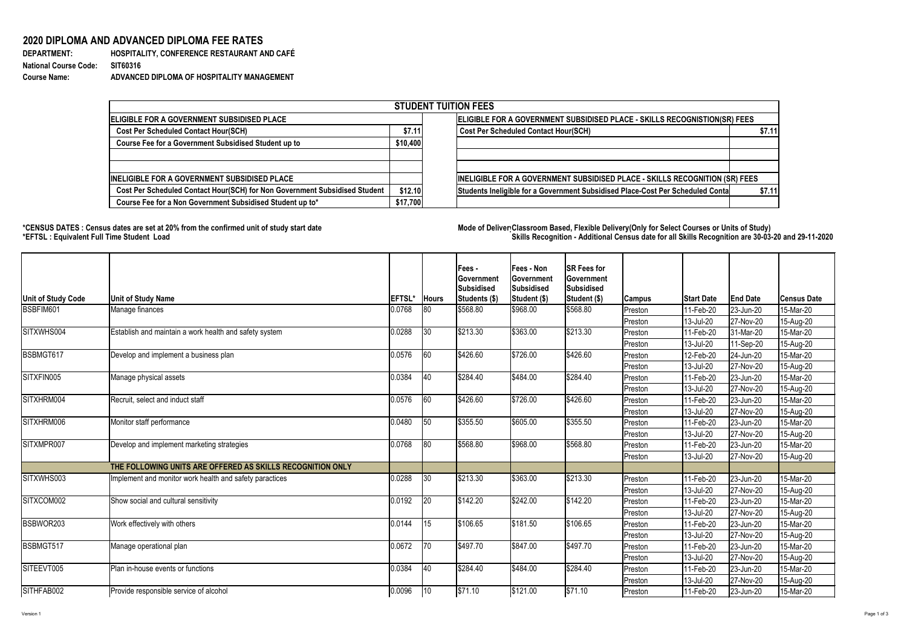# 2020 DIPLOMA AND ADVANCED DIPLOMA FEE RATES

**DEPARTMENT:** HOSPITALITY, CONFERENCE RESTAURANT AND CAFÉ
**National Course Code:** SIT60316
**Course Name:** ADVANCED DIPLOMA OF HOSPITALITY MANAGEMENT

| STUDENT TUITION FEES | | | |
|---|---|---|---|
| **ELIGIBLE FOR A GOVERNMENT SUBSIDISED PLACE** | | **ELIGIBLE FOR A GOVERNMENT SUBSIDISED PLACE - SKILLS RECOGNISTION(SR) FEES** | |
| Cost Per Scheduled Contact Hour(SCH) | $7.11 | Cost Per Scheduled Contact Hour(SCH) | $7.11 |
| Course Fee for a Government Subsidised Student up to | $10,400 | | |
| | | | |
| | | | |
| **INELIGIBLE FOR A GOVERNMENT SUBSIDISED PLACE** | | **INELIGIBLE FOR A GOVERNMENT SUBSIDISED PLACE - SKILLS RECOGNITION (SR) FEES** | |
| Cost Per Scheduled Contact Hour(SCH) for Non Government Subsidised Student | $12.10 | Students Ineligible for a Government Subsidised Place-Cost Per Scheduled Conta | $7.11 |
| Course Fee for a Non Government Subsidised Student up to* | $17,700 | | |

**\*CENSUS DATES : Census dates are set at 20% from the confirmed unit of study start date**
**\*EFTSL : Equivalent Full Time Student Load**

**Mode of Deliver Classroom Based, Flexible Delivery(Only for Select Courses or Units of Study)**
**Skills Recognition - Additional Census date for all Skills Recognition are 30-03-20 and 29-11-2020**

| Unit of Study Code | Unit of Study Name | EFTSL* | Hours | Fees - Government Subsidised Students ($) | Fees - Non Government Subsidised Student ($) | SR Fees for Government Subsidised Student ($) | Campus | Start Date | End Date | Census Date |
|---|---|---|---|---|---|---|---|---|---|---|
| BSBFIM601 | Manage finances | 0.0768 | 80 | $568.80 | $968.00 | $568.80 | Preston | 11-Feb-20 | 23-Jun-20 | 15-Mar-20 |
| | | | | | | | Preston | 13-Jul-20 | 27-Nov-20 | 15-Aug-20 |
| SITXWHS004 | Establish and maintain a work health and safety system | 0.0288 | 30 | $213.30 | $363.00 | $213.30 | Preston | 11-Feb-20 | 31-Mar-20 | 15-Mar-20 |
| | | | | | | | Preston | 13-Jul-20 | 11-Sep-20 | 15-Aug-20 |
| BSBMGT617 | Develop and implement a business plan | 0.0576 | 60 | $426.60 | $726.00 | $426.60 | Preston | 12-Feb-20 | 24-Jun-20 | 15-Mar-20 |
| | | | | | | | Preston | 13-Jul-20 | 27-Nov-20 | 15-Aug-20 |
| SITXFIN005 | Manage physical assets | 0.0384 | 40 | $284.40 | $484.00 | $284.40 | Preston | 11-Feb-20 | 23-Jun-20 | 15-Mar-20 |
| | | | | | | | Preston | 13-Jul-20 | 27-Nov-20 | 15-Aug-20 |
| SITXHRM004 | Recruit, select and induct staff | 0.0576 | 60 | $426.60 | $726.00 | $426.60 | Preston | 11-Feb-20 | 23-Jun-20 | 15-Mar-20 |
| | | | | | | | Preston | 13-Jul-20 | 27-Nov-20 | 15-Aug-20 |
| SITXHRM006 | Monitor staff performance | 0.0480 | 50 | $355.50 | $605.00 | $355.50 | Preston | 11-Feb-20 | 23-Jun-20 | 15-Mar-20 |
| | | | | | | | Preston | 13-Jul-20 | 27-Nov-20 | 15-Aug-20 |
| SITXMPR007 | Develop and implement marketing strategies | 0.0768 | 80 | $568.80 | $968.00 | $568.80 | Preston | 11-Feb-20 | 23-Jun-20 | 15-Mar-20 |
| | | | | | | | Preston | 13-Jul-20 | 27-Nov-20 | 15-Aug-20 |
| | **THE FOLLOWING UNITS ARE OFFERED AS SKILLS RECOGNITION ONLY** | | | | | | | | | |
| SITXWHS003 | Implement and monitor work health and safety paractices | 0.0288 | 30 | $213.30 | $363.00 | $213.30 | Preston | 11-Feb-20 | 23-Jun-20 | 15-Mar-20 |
| | | | | | | | Preston | 13-Jul-20 | 27-Nov-20 | 15-Aug-20 |
| SITXCOM002 | Show social and cultural sensitivity | 0.0192 | 20 | $142.20 | $242.00 | $142.20 | Preston | 11-Feb-20 | 23-Jun-20 | 15-Mar-20 |
| | | | | | | | Preston | 13-Jul-20 | 27-Nov-20 | 15-Aug-20 |
| BSBWOR203 | Work effectively with others | 0.0144 | 15 | $106.65 | $181.50 | $106.65 | Preston | 11-Feb-20 | 23-Jun-20 | 15-Mar-20 |
| | | | | | | | Preston | 13-Jul-20 | 27-Nov-20 | 15-Aug-20 |
| BSBMGT517 | Manage operational plan | 0.0672 | 70 | $497.70 | $847.00 | $497.70 | Preston | 11-Feb-20 | 23-Jun-20 | 15-Mar-20 |
| | | | | | | | Preston | 13-Jul-20 | 27-Nov-20 | 15-Aug-20 |
| SITEEVT005 | Plan in-house events or functions | 0.0384 | 40 | $284.40 | $484.00 | $284.40 | Preston | 11-Feb-20 | 23-Jun-20 | 15-Mar-20 |
| | | | | | | | Preston | 13-Jul-20 | 27-Nov-20 | 15-Aug-20 |
| SITHFAB002 | Provide responsible service of alcohol | 0.0096 | 10 | $71.10 | $121.00 | $71.10 | Preston | 11-Feb-20 | 23-Jun-20 | 15-Mar-20 |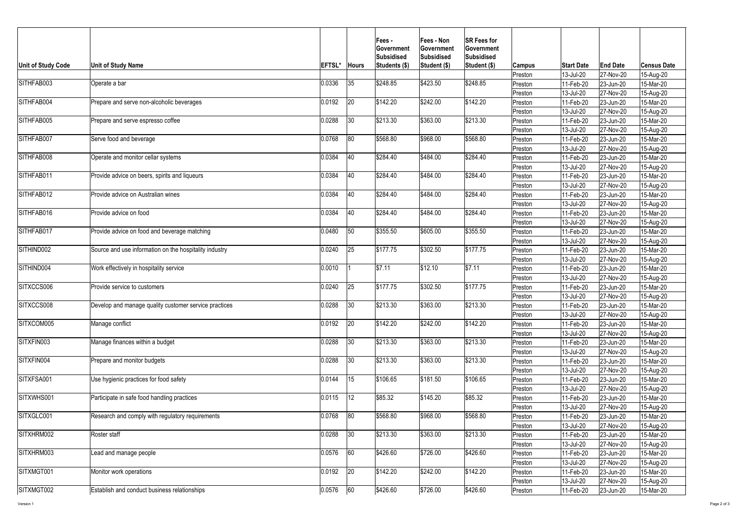| Unit of Study Code | Unit of Study Name | EFTSL* | Hours | Fees - Government Subsidised Students ($) | Fees - Non Government Subsidised Student ($) | SR Fees for Government Subsidised Student ($) | Campus | Start Date | End Date | Census Date |
|---|---|---|---|---|---|---|---|---|---|---|
| | | | | | | | Preston | 13-Jul-20 | 27-Nov-20 | 15-Aug-20 |
| SITHFAB003 | Operate a bar | 0.0336 | 35 | $248.85 | $423.50 | $248.85 | Preston | 11-Feb-20 | 23-Jun-20 | 15-Mar-20 |
| | | | | | | | Preston | 13-Jul-20 | 27-Nov-20 | 15-Aug-20 |
| SITHFAB004 | Prepare and serve non-alcoholic beverages | 0.0192 | 20 | $142.20 | $242.00 | $142.20 | Preston | 11-Feb-20 | 23-Jun-20 | 15-Mar-20 |
| | | | | | | | Preston | 13-Jul-20 | 27-Nov-20 | 15-Aug-20 |
| SITHFAB005 | Prepare and serve espresso coffee | 0.0288 | 30 | $213.30 | $363.00 | $213.30 | Preston | 11-Feb-20 | 23-Jun-20 | 15-Mar-20 |
| | | | | | | | Preston | 13-Jul-20 | 27-Nov-20 | 15-Aug-20 |
| SITHFAB007 | Serve food and beverage | 0.0768 | 80 | $568.80 | $968.00 | $568.80 | Preston | 11-Feb-20 | 23-Jun-20 | 15-Mar-20 |
| | | | | | | | Preston | 13-Jul-20 | 27-Nov-20 | 15-Aug-20 |
| SITHFAB008 | Operate and monitor cellar systems | 0.0384 | 40 | $284.40 | $484.00 | $284.40 | Preston | 11-Feb-20 | 23-Jun-20 | 15-Mar-20 |
| | | | | | | | Preston | 13-Jul-20 | 27-Nov-20 | 15-Aug-20 |
| SITHFAB011 | Provide advice on beers, spirits and liqueurs | 0.0384 | 40 | $284.40 | $484.00 | $284.40 | Preston | 11-Feb-20 | 23-Jun-20 | 15-Mar-20 |
| | | | | | | | Preston | 13-Jul-20 | 27-Nov-20 | 15-Aug-20 |
| SITHFAB012 | Provide advice on Australian wines | 0.0384 | 40 | $284.40 | $484.00 | $284.40 | Preston | 11-Feb-20 | 23-Jun-20 | 15-Mar-20 |
| | | | | | | | Preston | 13-Jul-20 | 27-Nov-20 | 15-Aug-20 |
| SITHFAB016 | Provide advice on food | 0.0384 | 40 | $284.40 | $484.00 | $284.40 | Preston | 11-Feb-20 | 23-Jun-20 | 15-Mar-20 |
| | | | | | | | Preston | 13-Jul-20 | 27-Nov-20 | 15-Aug-20 |
| SITHFAB017 | Provide advice on food and beverage matching | 0.0480 | 50 | $355.50 | $605.00 | $355.50 | Preston | 11-Feb-20 | 23-Jun-20 | 15-Mar-20 |
| | | | | | | | Preston | 13-Jul-20 | 27-Nov-20 | 15-Aug-20 |
| SITHIND002 | Source and use information on the hospitality industry | 0.0240 | 25 | $177.75 | $302.50 | $177.75 | Preston | 11-Feb-20 | 23-Jun-20 | 15-Mar-20 |
| | | | | | | | Preston | 13-Jul-20 | 27-Nov-20 | 15-Aug-20 |
| SITHIND004 | Work effectively in hospitality service | 0.0010 | 1 | $7.11 | $12.10 | $7.11 | Preston | 11-Feb-20 | 23-Jun-20 | 15-Mar-20 |
| | | | | | | | Preston | 13-Jul-20 | 27-Nov-20 | 15-Aug-20 |
| SITXCCS006 | Provide service to customers | 0.0240 | 25 | $177.75 | $302.50 | $177.75 | Preston | 11-Feb-20 | 23-Jun-20 | 15-Mar-20 |
| | | | | | | | Preston | 13-Jul-20 | 27-Nov-20 | 15-Aug-20 |
| SITXCCS008 | Develop and manage quality customer service practices | 0.0288 | 30 | $213.30 | $363.00 | $213.30 | Preston | 11-Feb-20 | 23-Jun-20 | 15-Mar-20 |
| | | | | | | | Preston | 13-Jul-20 | 27-Nov-20 | 15-Aug-20 |
| SITXCOM005 | Manage conflict | 0.0192 | 20 | $142.20 | $242.00 | $142.20 | Preston | 11-Feb-20 | 23-Jun-20 | 15-Mar-20 |
| | | | | | | | Preston | 13-Jul-20 | 27-Nov-20 | 15-Aug-20 |
| SITXFIN003 | Manage finances within a budget | 0.0288 | 30 | $213.30 | $363.00 | $213.30 | Preston | 11-Feb-20 | 23-Jun-20 | 15-Mar-20 |
| | | | | | | | Preston | 13-Jul-20 | 27-Nov-20 | 15-Aug-20 |
| SITXFIN004 | Prepare and monitor budgets | 0.0288 | 30 | $213.30 | $363.00 | $213.30 | Preston | 11-Feb-20 | 23-Jun-20 | 15-Mar-20 |
| | | | | | | | Preston | 13-Jul-20 | 27-Nov-20 | 15-Aug-20 |
| SITXFSA001 | Use hygienic practices for food safety | 0.0144 | 15 | $106.65 | $181.50 | $106.65 | Preston | 11-Feb-20 | 23-Jun-20 | 15-Mar-20 |
| | | | | | | | Preston | 13-Jul-20 | 27-Nov-20 | 15-Aug-20 |
| SITXWHS001 | Participate in safe food handling practices | 0.0115 | 12 | $85.32 | $145.20 | $85.32 | Preston | 11-Feb-20 | 23-Jun-20 | 15-Mar-20 |
| | | | | | | | Preston | 13-Jul-20 | 27-Nov-20 | 15-Aug-20 |
| SITXGLC001 | Research and comply with regulatory requirements | 0.0768 | 80 | $568.80 | $968.00 | $568.80 | Preston | 11-Feb-20 | 23-Jun-20 | 15-Mar-20 |
| | | | | | | | Preston | 13-Jul-20 | 27-Nov-20 | 15-Aug-20 |
| SITXHRM002 | Roster staff | 0.0288 | 30 | $213.30 | $363.00 | $213.30 | Preston | 11-Feb-20 | 23-Jun-20 | 15-Mar-20 |
| | | | | | | | Preston | 13-Jul-20 | 27-Nov-20 | 15-Aug-20 |
| SITXHRM003 | Lead and manage people | 0.0576 | 60 | $426.60 | $726.00 | $426.60 | Preston | 11-Feb-20 | 23-Jun-20 | 15-Mar-20 |
| | | | | | | | Preston | 13-Jul-20 | 27-Nov-20 | 15-Aug-20 |
| SITXMGT001 | Monitor work operations | 0.0192 | 20 | $142.20 | $242.00 | $142.20 | Preston | 11-Feb-20 | 23-Jun-20 | 15-Mar-20 |
| | | | | | | | Preston | 13-Jul-20 | 27-Nov-20 | 15-Aug-20 |
| SITXMGT002 | Establish and conduct business relationships | 0.0576 | 60 | $426.60 | $726.00 | $426.60 | Preston | 11-Feb-20 | 23-Jun-20 | 15-Mar-20 |

Version 1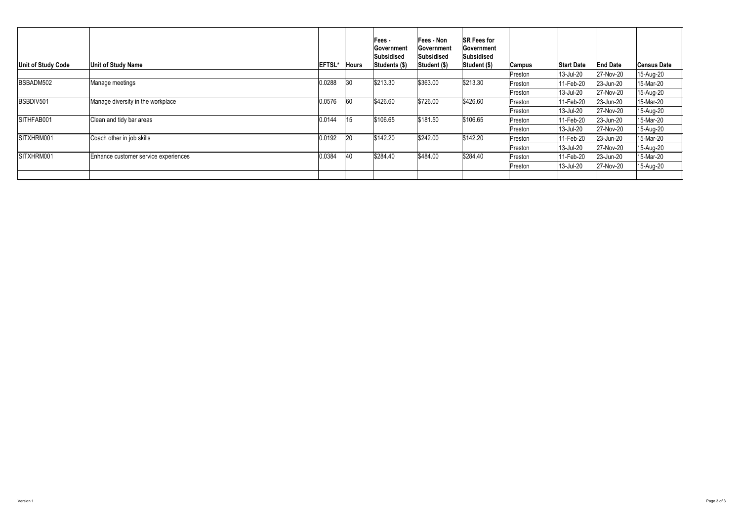| Unit of Study Code | Unit of Study Name | EFTSL* | Hours | Fees - Government Subsidised Students ($) | Fees - Non Government Subsidised Student ($) | SR Fees for Government Subsidised Student ($) | Campus | Start Date | End Date | Census Date |
|---|---|---|---|---|---|---|---|---|---|---|
| | | | | | | | Preston | 13-Jul-20 | 27-Nov-20 | 15-Aug-20 |
| BSBADM502 | Manage meetings | 0.0288 | 30 | $213.30 | $363.00 | $213.30 | Preston | 11-Feb-20 | 23-Jun-20 | 15-Mar-20 |
| | | | | | | | Preston | 13-Jul-20 | 27-Nov-20 | 15-Aug-20 |
| BSBDIV501 | Manage diversity in the workplace | 0.0576 | 60 | $426.60 | $726.00 | $426.60 | Preston | 11-Feb-20 | 23-Jun-20 | 15-Mar-20 |
| | | | | | | | Preston | 13-Jul-20 | 27-Nov-20 | 15-Aug-20 |
| SITHFAB001 | Clean and tidy bar areas | 0.0144 | 15 | $106.65 | $181.50 | $106.65 | Preston | 11-Feb-20 | 23-Jun-20 | 15-Mar-20 |
| | | | | | | | Preston | 13-Jul-20 | 27-Nov-20 | 15-Aug-20 |
| SITXHRM001 | Coach other in job skills | 0.0192 | 20 | $142.20 | $242.00 | $142.20 | Preston | 11-Feb-20 | 23-Jun-20 | 15-Mar-20 |
| | | | | | | | Preston | 13-Jul-20 | 27-Nov-20 | 15-Aug-20 |
| SITXHRM001 | Enhance customer service experiences | 0.0384 | 40 | $284.40 | $484.00 | $284.40 | Preston | 11-Feb-20 | 23-Jun-20 | 15-Mar-20 |
| | | | | | | | Preston | 13-Jul-20 | 27-Nov-20 | 15-Aug-20 |
| | | | | | | | | | | |

Version 1